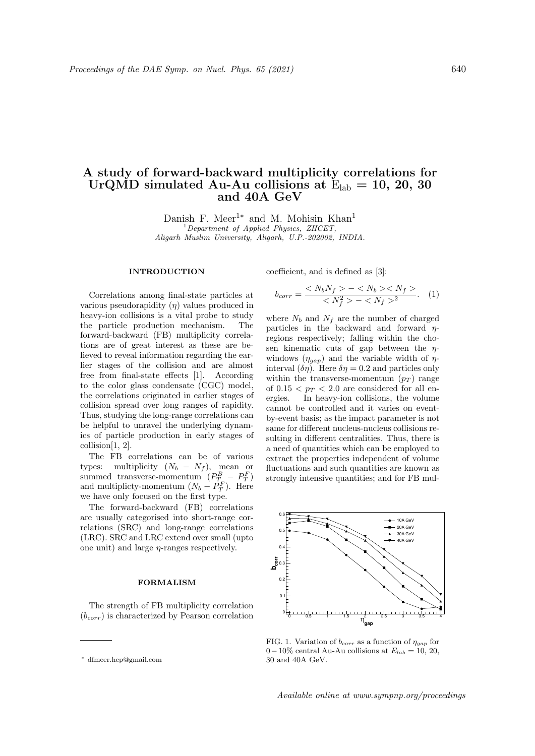# A study of forward-backward multiplicity correlations for UrQMD simulated Au-Au collisions at $E_{lab}$ = 10, 20, 30 and 40A GeV

Danish F. Meer[1]* and M. Mohisin Khan[1]

[1] *Department of Applied Physics, ZHCET, Aligarh Muslim University, Aligarh, U.P.-202002, INDIA.*

## INTRODUCTION

Correlations among final-state particles at various pseudorapidity ($\eta$) values produced in heavy-ion collisions is a vital probe to study the particle production mechanism. The forward-backward (FB) multiplicity correlations are of great interest as these are believed to reveal information regarding the earlier stages of the collision and are almost free from final-state effects [1]. According to the color glass condensate (CGC) model, the correlations originated in earlier stages of collision spread over long ranges of rapidity. Thus, studying the long-range correlations can be helpful to unravel the underlying dynamics of particle production in early stages of collision[1, 2].

The FB correlations can be of various types: multiplicity ($N_b - N_f$), mean or summed transverse-momentum ($P_T^B - P_T^F$) and multiplicty-momentum ($N_b - P_T^F$). Here we have only focused on the first type.

The forward-backward (FB) correlations are usually categorised into short-range correlations (SRC) and long-range correlations (LRC). SRC and LRC extend over small (upto one unit) and large $\eta$-ranges respectively.

## FORMALISM

The strength of FB multiplicity correlation ($b_{corr}$) is characterized by Pearson correlation coefficient, and is defined as [3]:

$$b_{corr} = \frac{< N_b N_f > - < N_b >< N_f >}{< N_f^2 > - < N_f >^2}. \quad (1)$$

where $N_b$ and $N_f$ are the number of charged particles in the backward and forward $\eta$-regions respectively; falling within the chosen kinematic cuts of gap between the $\eta$-windows ($\eta_{gap}$) and the variable width of $\eta$-interval ($\delta\eta$). Here $\delta\eta = 0.2$ and particles only within the transverse-momentum ($p_T$) range of $0.15 < p_T < 2.0$ are considered for all energies. In heavy-ion collisions, the volume cannot be controlled and it varies on event-by-event basis; as the impact parameter is not same for different nucleus-nucleus collisions resulting in different centralities. Thus, there is a need of quantities which can be employed to extract the properties independent of volume fluctuations and such quantities are known as strongly intensive quantities; and for FB mul-

FIG. 1. Variation of $b_{corr}$ as a function of $\eta_{gap}$ for $0-10\%$ central Au-Au collisions at $E_{lab}$ = 10, 20, 30 and 40A GeV.

* dfmeer.hep@gmail.com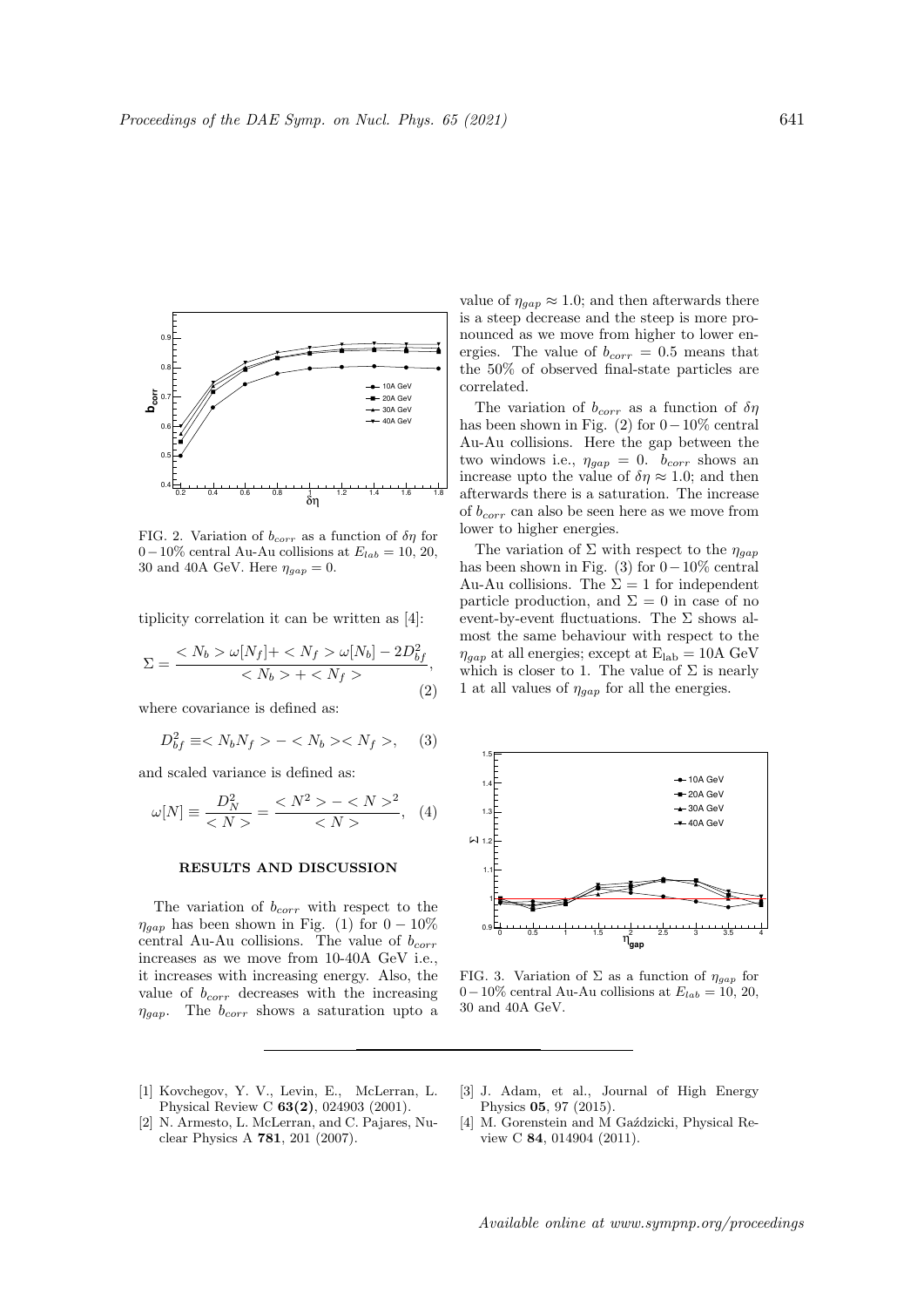$b_{corr}$

0.9

0.8

0.7

0.6

0.5

0.4

0.2 0.4 0.6 0.8 1 1.2 1.4 1.6 1.8

$\delta\eta$

10A GeV
20A GeV
30A GeV
40A GeV

FIG. 2. Variation of $b_{corr}$ as a function of $\delta\eta$ for $0-10\%$ central Au-Au collisions at $E_{lab} = 10$, 20, 30 and 40A GeV. Here $\eta_{gap} = 0$.

tiplicity correlation it can be written as [4]:

$$\Sigma = \frac{<N_b>\omega[N_f] + <N_f>\omega[N_b] - 2D^2_{bf}}{<N_b> + <N_f>}, \quad (2)$$

where covariance is defined as:

$$D^2_{bf} \equiv <N_b N_f> - <N_b><N_f>, \quad (3)$$

and scaled variance is defined as:

$$\omega[N] \equiv \frac{D^2_N}{<N>} = \frac{<N^2> - <N>^2}{<N>}, \quad (4)$$

## RESULTS AND DISCUSSION

The variation of $b_{corr}$ with respect to the $\eta_{gap}$ has been shown in Fig. (1) for $0-10\%$ central Au-Au collisions. The value of $b_{corr}$ increases as we move from 10-40A GeV i.e., it increases with increasing energy. Also, the value of $b_{corr}$ decreases with the increasing $\eta_{gap}$. The $b_{corr}$ shows a saturation upto a value of $\eta_{gap} \approx 1.0$; and then afterwards there is a steep decrease and the steep is more pronounced as we move from higher to lower energies. The value of $b_{corr} = 0.5$ means that the 50% of observed final-state particles are correlated.

The variation of $b_{corr}$ as a function of $\delta\eta$ has been shown in Fig. (2) for $0-10\%$ central Au-Au collisions. Here the gap between the two windows i.e., $\eta_{gap} = 0$. $b_{corr}$ shows an increase upto the value of $\delta\eta \approx 1.0$; and then afterwards there is a saturation. The increase of $b_{corr}$ can also be seen here as we move from lower to higher energies.

The variation of $\Sigma$ with respect to the $\eta_{gap}$ has been shown in Fig. (3) for $0-10\%$ central Au-Au collisions. The $\Sigma = 1$ for independent particle production, and $\Sigma = 0$ in case of no event-by-event fluctuations. The $\Sigma$ shows almost the same behaviour with respect to the $\eta_{gap}$ at all energies; except at $\mathrm{E_{lab}} = 10$A GeV which is closer to 1. The value of $\Sigma$ is nearly 1 at all values of $\eta_{gap}$ for all the energies.

$\Sigma$

1.5

1.4

1.3

1.2

1.1

1

0.9

0 0.5 1 1.5 2 2.5 3 3.5 4

$\eta_{gap}$

10A GeV
20A GeV
30A GeV
40A GeV

FIG. 3. Variation of $\Sigma$ as a function of $\eta_{gap}$ for $0-10\%$ central Au-Au collisions at $E_{lab} = 10$, 20, 30 and 40A GeV.

---

[1] Kovchegov, Y. V., Levin, E., McLerran, L. Physical Review C **63(2)**, 024903 (2001).

[2] N. Armesto, L. McLerran, and C. Pajares, Nuclear Physics A **781**, 201 (2007).

[3] J. Adam, et al., Journal of High Energy Physics **05**, 97 (2015).

[4] M. Gorenstein and M Gaździcki, Physical Review C **84**, 014904 (2011).